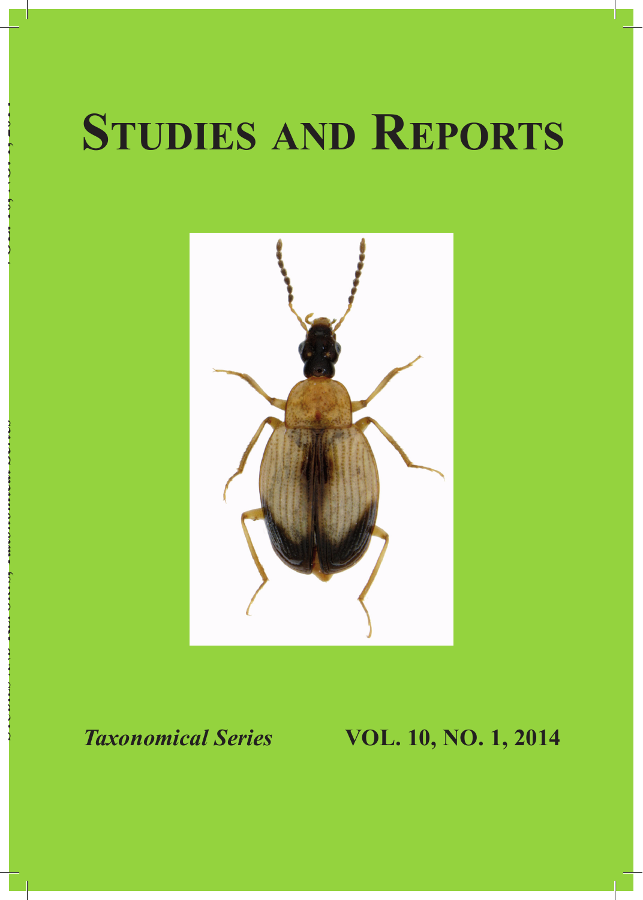# Studies and Reports

*Taxonomical Series* **VOL. 10, NO. 1, 2014**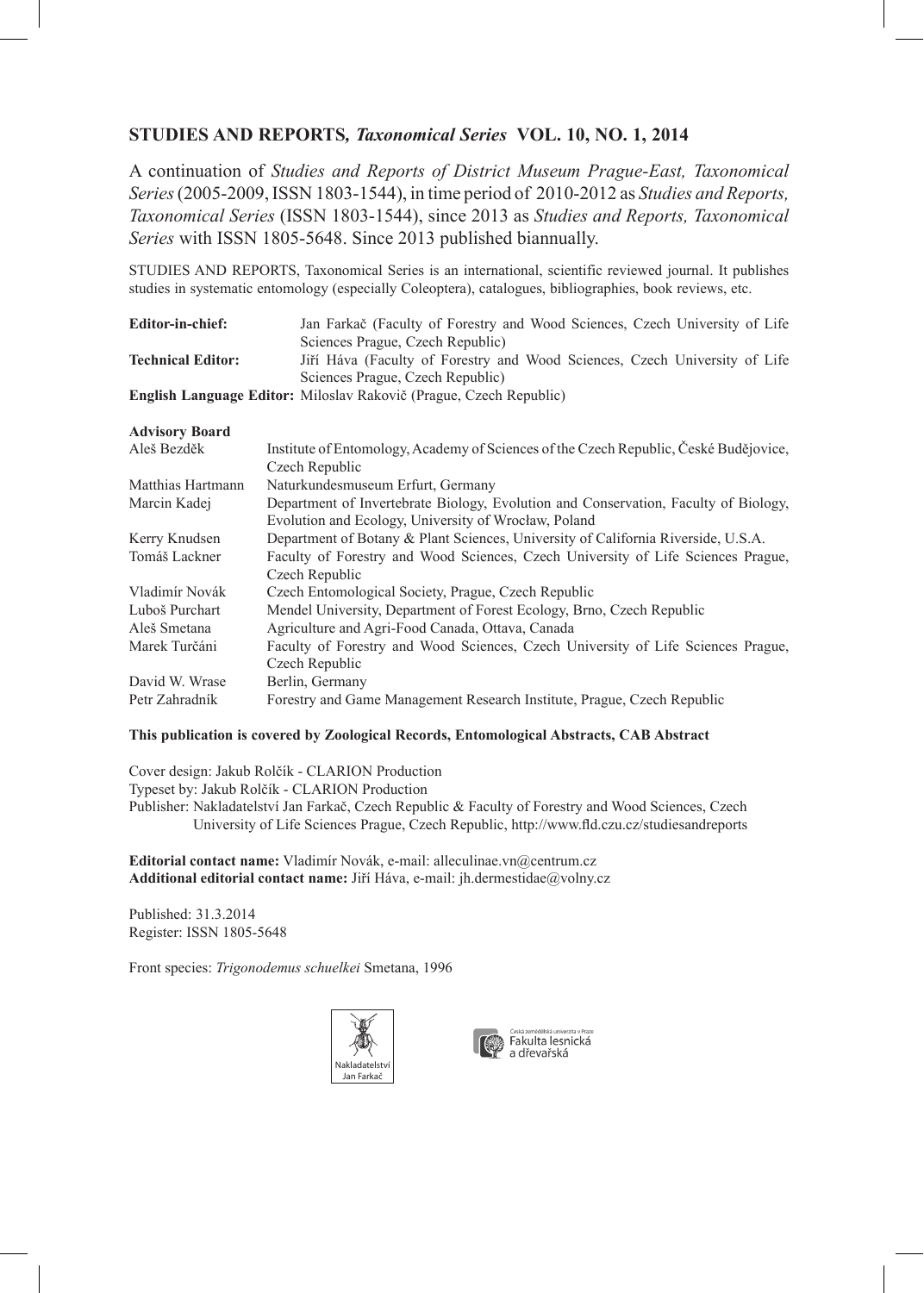## STUDIES AND REPORTS, *Taxonomical Series* VOL. 10, NO. 1, 2014

A continuation of *Studies and Reports of District Museum Prague-East, Taxonomical Series* (2005-2009, ISSN 1803-1544), in time period of 2010-2012 as *Studies and Reports, Taxonomical Series* (ISSN 1803-1544), since 2013 as *Studies and Reports, Taxonomical Series* with ISSN 1805-5648. Since 2013 published biannually.

STUDIES AND REPORTS, Taxonomical Series is an international, scientific reviewed journal. It publishes studies in systematic entomology (especially Coleoptera), catalogues, bibliographies, book reviews, etc.

**Editor-in-chief:** Jan Farkač (Faculty of Forestry and Wood Sciences, Czech University of Life Sciences Prague, Czech Republic)

**Technical Editor:** Jiří Háva (Faculty of Forestry and Wood Sciences, Czech University of Life Sciences Prague, Czech Republic)

**English Language Editor:** Miloslav Rakovič (Prague, Czech Republic)

**Advisory Board**

| | |
|---|---|
| Aleš Bezděk | Institute of Entomology, Academy of Sciences of the Czech Republic, České Budějovice, Czech Republic |
| Matthias Hartmann | Naturkundesmuseum Erfurt, Germany |
| Marcin Kadej | Department of Invertebrate Biology, Evolution and Conservation, Faculty of Biology, Evolution and Ecology, University of Wrocław, Poland |
| Kerry Knudsen | Department of Botany & Plant Sciences, University of California Riverside, U.S.A. |
| Tomáš Lackner | Faculty of Forestry and Wood Sciences, Czech University of Life Sciences Prague, Czech Republic |
| Vladimír Novák | Czech Entomological Society, Prague, Czech Republic |
| Luboš Purchart | Mendel University, Department of Forest Ecology, Brno, Czech Republic |
| Aleš Smetana | Agriculture and Agri-Food Canada, Ottava, Canada |
| Marek Turčáni | Faculty of Forestry and Wood Sciences, Czech University of Life Sciences Prague, Czech Republic |
| David W. Wrase | Berlin, Germany |
| Petr Zahradník | Forestry and Game Management Research Institute, Prague, Czech Republic |

**This publication is covered by Zoological Records, Entomological Abstracts, CAB Abstract**

Cover design: Jakub Rolčík - CLARION Production
Typeset by: Jakub Rolčík - CLARION Production
Publisher: Nakladatelství Jan Farkač, Czech Republic & Faculty of Forestry and Wood Sciences, Czech University of Life Sciences Prague, Czech Republic, http://www.fld.czu.cz/studiesandreports

**Editorial contact name:** Vladimír Novák, e-mail: alleculinae.vn@centrum.cz
**Additional editorial contact name:** Jiří Háva, e-mail: jh.dermestidae@volny.cz

Published: 31.3.2014
Register: ISSN 1805-5648

Front species: *Trigonodemus schuelkei* Smetana, 1996

Nakladatelství Jan Farkač

Česká zemědělská univerzita v Praze
Fakulta lesnická a dřevařská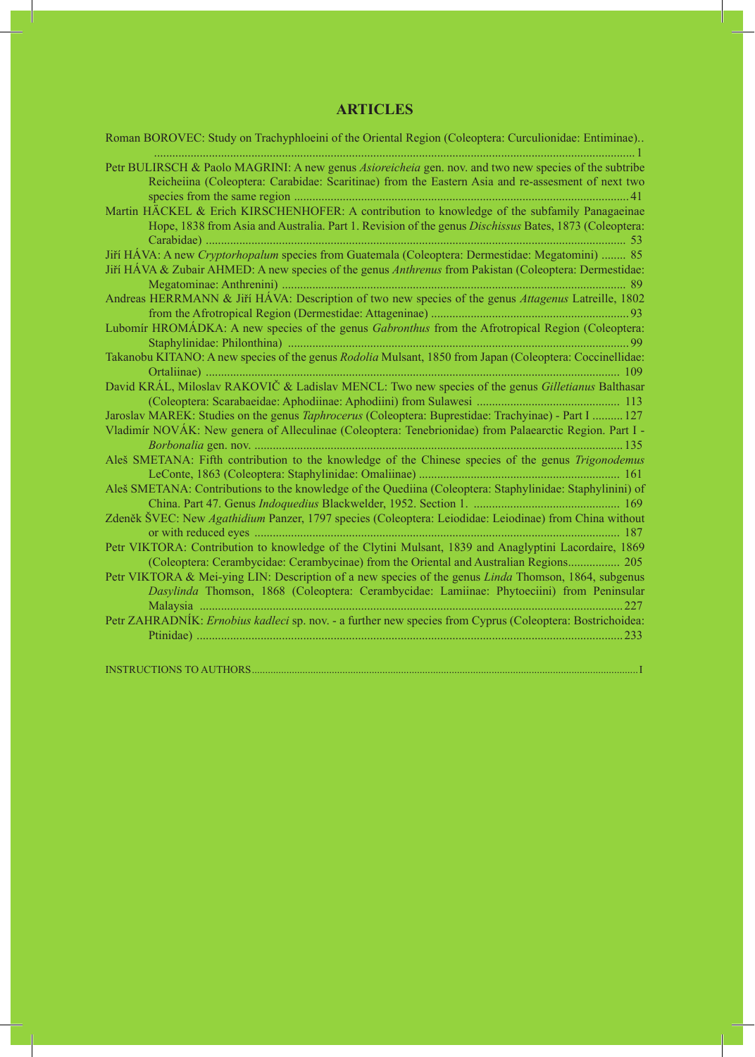## ARTICLES

Roman BOROVEC: Study on Trachyphloeini of the Oriental Region (Coleoptera: Curculionidae: Entiminae).. ........ 1

Petr BULIRSCH & Paolo MAGRINI: A new genus *Asioreicheia* gen. nov. and two new species of the subtribe Reicheiina (Coleoptera: Carabidae: Scaritinae) from the Eastern Asia and re-assesment of next two species from the same region ........ 41

Martin HÄCKEL & Erich KIRSCHENHOFER: A contribution to knowledge of the subfamily Panagaeinae Hope, 1838 from Asia and Australia. Part 1. Revision of the genus *Dischissus* Bates, 1873 (Coleoptera: Carabidae) ........ 53

Jiří HÁVA: A new *Cryptorhopalum* species from Guatemala (Coleoptera: Dermestidae: Megatomini) ........ 85

Jiří HÁVA & Zubair AHMED: A new species of the genus *Anthrenus* from Pakistan (Coleoptera: Dermestidae: Megatominae: Anthrenini) ........ 89

Andreas HERRMANN & Jiří HÁVA: Description of two new species of the genus *Attagenus* Latreille, 1802 from the Afrotropical Region (Dermestidae: Attageninae) ........ 93

Lubomír HROMÁDKA: A new species of the genus *Gabronthus* from the Afrotropical Region (Coleoptera: Staphylinidae: Philonthina) ........ 99

Takanobu KITANO: A new species of the genus *Rodolia* Mulsant, 1850 from Japan (Coleoptera: Coccinellidae: Ortaliinae) ........ 109

David KRÁL, Miloslav RAKOVIČ & Ladislav MENCL: Two new species of the genus *Gilletianus* Balthasar (Coleoptera: Scarabaeidae: Aphodiinae: Aphodiini) from Sulawesi ........ 113

Jaroslav MAREK: Studies on the genus *Taphrocerus* (Coleoptera: Buprestidae: Trachyinae) - Part I ........ 127

Vladimír NOVÁK: New genera of Alleculinae (Coleoptera: Tenebrionidae) from Palaearctic Region. Part I - *Borbonalia* gen. nov. ........ 135

Aleš SMETANA: Fifth contribution to the knowledge of the Chinese species of the genus *Trigonodemus* LeConte, 1863 (Coleoptera: Staphylinidae: Omaliinae) ........ 161

Aleš SMETANA: Contributions to the knowledge of the Quediina (Coleoptera: Staphylinidae: Staphylinini) of China. Part 47. Genus *Indoquedius* Blackwelder, 1952. Section 1. ........ 169

Zdeněk ŠVEC: New *Agathidium* Panzer, 1797 species (Coleoptera: Leiodidae: Leiodinae) from China without or with reduced eyes ........ 187

Petr VIKTORA: Contribution to knowledge of the Clytini Mulsant, 1839 and Anaglyptini Lacordaire, 1869 (Coleoptera: Cerambycidae: Cerambycinae) from the Oriental and Australian Regions........ 205

Petr VIKTORA & Mei-ying LIN: Description of a new species of the genus *Linda* Thomson, 1864, subgenus *Dasylinda* Thomson, 1868 (Coleoptera: Cerambycidae: Lamiinae: Phytoeciini) from Peninsular Malaysia ........ 227

Petr ZAHRADNÍK: *Ernobius kadleci* sp. nov. - a further new species from Cyprus (Coleoptera: Bostrichoidea: Ptinidae) ........ 233

INSTRUCTIONS TO AUTHORS........ I